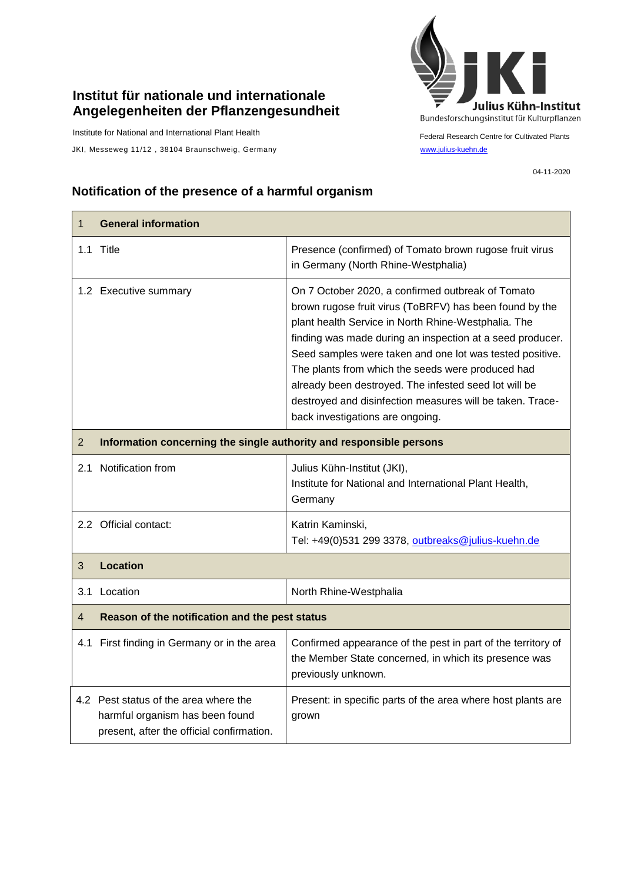**Institut für nationale und internationale Angelegenheiten der Pflanzengesundheit**

Institute for National and International Plant Health

JKI, Messeweg 11/12 , 38104 Braunschweig, Germany

Julius Kühn-Institut
Bundesforschungsinstitut für Kulturpflanzen

Federal Research Centre for Cultivated Plants
www.julius-kuehn.de

04-11-2020

## Notification of the presence of a harmful organism

| 1 General information | |
|---|---|
| 1.1 Title | Presence (confirmed) of Tomato brown rugose fruit virus in Germany (North Rhine-Westphalia) |
| 1.2 Executive summary | On 7 October 2020, a confirmed outbreak of Tomato brown rugose fruit virus (ToBRFV) has been found by the plant health Service in North Rhine-Westphalia. The finding was made during an inspection at a seed producer. Seed samples were taken and one lot was tested positive. The plants from which the seeds were produced had already been destroyed. The infested seed lot will be destroyed and disinfection measures will be taken. Trace-back investigations are ongoing. |
| **2 Information concerning the single authority and responsible persons** | |
| 2.1 Notification from | Julius Kühn-Institut (JKI), Institute for National and International Plant Health, Germany |
| 2.2 Official contact: | Katrin Kaminski, Tel: +49(0)531 299 3378, outbreaks@julius-kuehn.de |
| **3 Location** | |
| 3.1 Location | North Rhine-Westphalia |
| **4 Reason of the notification and the pest status** | |
| 4.1 First finding in Germany or in the area | Confirmed appearance of the pest in part of the territory of the Member State concerned, in which its presence was previously unknown. |
| 4.2 Pest status of the area where the harmful organism has been found present, after the official confirmation. | Present: in specific parts of the area where host plants are grown |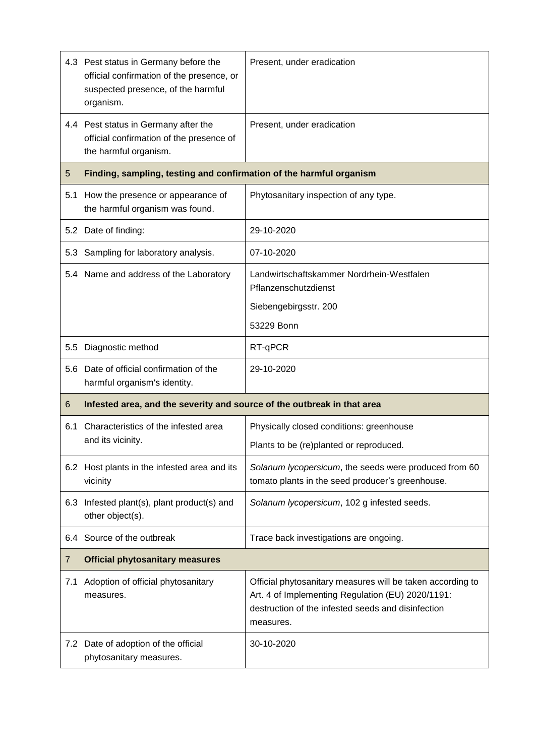| | | |
|---|---|---|
| 4.3 | Pest status in Germany before the official confirmation of the presence, or suspected presence, of the harmful organism. | Present, under eradication |
| 4.4 | Pest status in Germany after the official confirmation of the presence of the harmful organism. | Present, under eradication |
| **5** | **Finding, sampling, testing and confirmation of the harmful organism** | |
| 5.1 | How the presence or appearance of the harmful organism was found. | Phytosanitary inspection of any type. |
| 5.2 | Date of finding: | 29-10-2020 |
| 5.3 | Sampling for laboratory analysis. | 07-10-2020 |
| 5.4 | Name and address of the Laboratory | Landwirtschaftskammer Nordrhein-Westfalen Pflanzenschutzdienst<br>Siebengebirgsstr. 200<br>53229 Bonn |
| 5.5 | Diagnostic method | RT-qPCR |
| 5.6 | Date of official confirmation of the harmful organism's identity. | 29-10-2020 |
| **6** | **Infested area, and the severity and source of the outbreak in that area** | |
| 6.1 | Characteristics of the infested area and its vicinity. | Physically closed conditions: greenhouse<br>Plants to be (re)planted or reproduced. |
| 6.2 | Host plants in the infested area and its vicinity | *Solanum lycopersicum*, the seeds were produced from 60 tomato plants in the seed producer's greenhouse. |
| 6.3 | Infested plant(s), plant product(s) and other object(s). | *Solanum lycopersicum*, 102 g infested seeds. |
| 6.4 | Source of the outbreak | Trace back investigations are ongoing. |
| **7** | **Official phytosanitary measures** | |
| 7.1 | Adoption of official phytosanitary measures. | Official phytosanitary measures will be taken according to Art. 4 of Implementing Regulation (EU) 2020/1191: destruction of the infested seeds and disinfection measures. |
| 7.2 | Date of adoption of the official phytosanitary measures. | 30-10-2020 |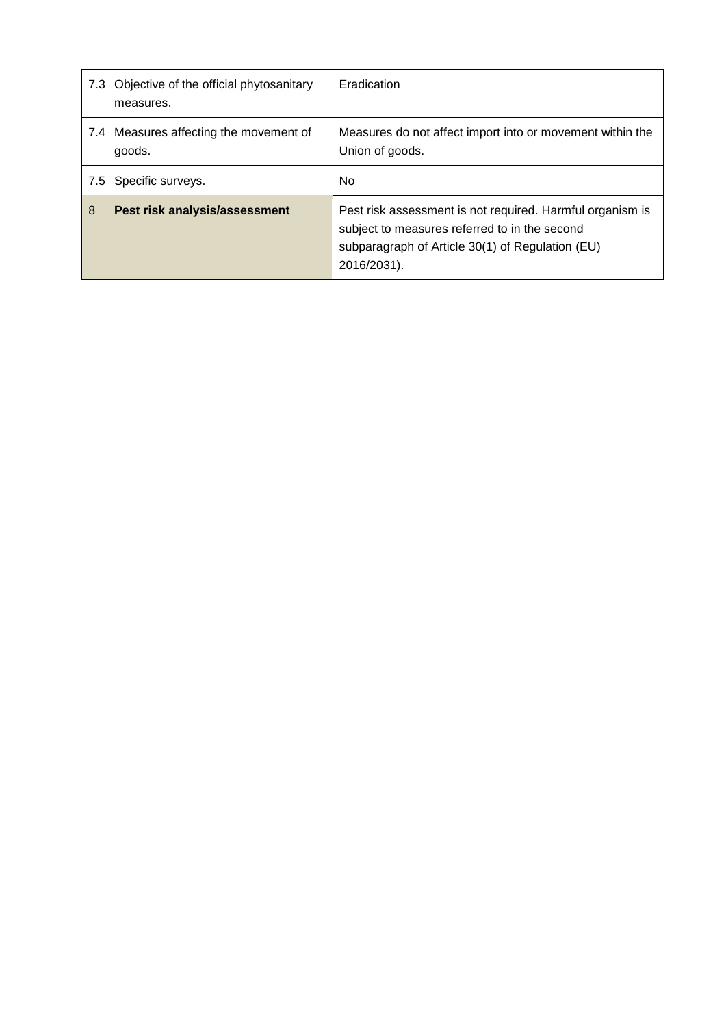| | |
|---|---|
| 7.3 Objective of the official phytosanitary measures. | Eradication |
| 7.4 Measures affecting the movement of goods. | Measures do not affect import into or movement within the Union of goods. |
| 7.5 Specific surveys. | No |
| 8 **Pest risk analysis/assessment** | Pest risk assessment is not required. Harmful organism is subject to measures referred to in the second subparagraph of Article 30(1) of Regulation (EU) 2016/2031). |